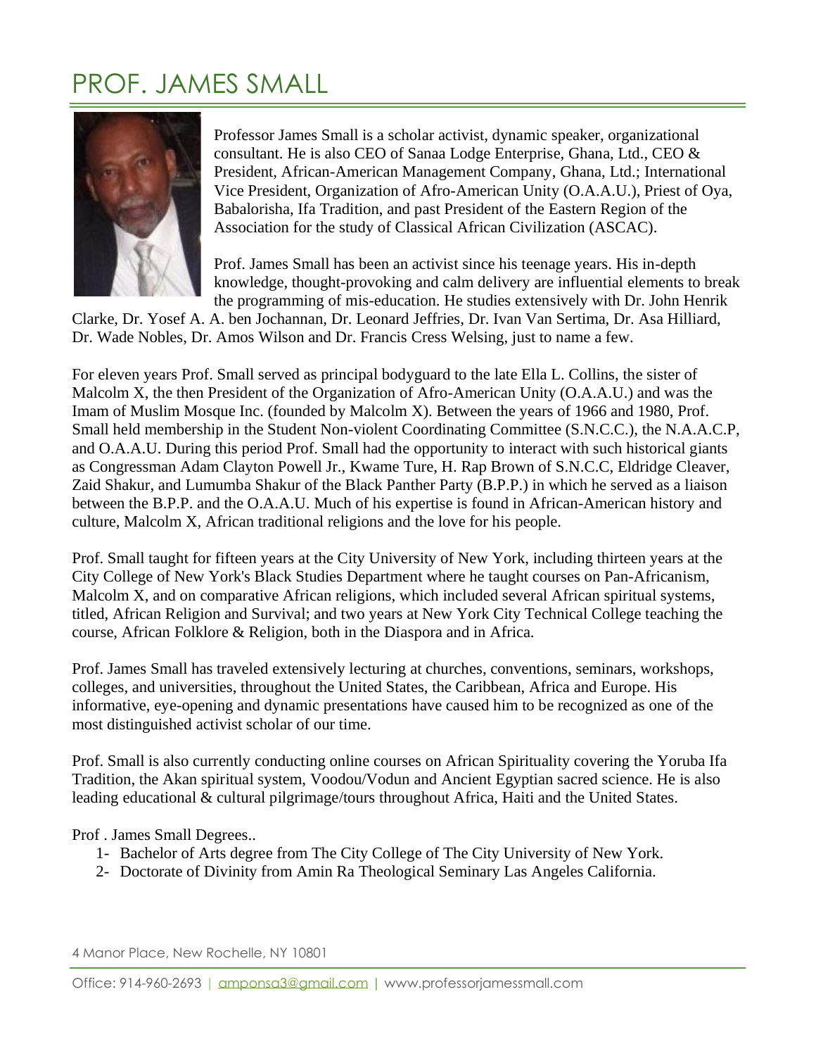# PROF. JAMES SMALL

Professor James Small is a scholar activist, dynamic speaker, organizational consultant. He is also CEO of Sanaa Lodge Enterprise, Ghana, Ltd., CEO & President, African-American Management Company, Ghana, Ltd.; International Vice President, Organization of Afro-American Unity (O.A.A.U.), Priest of Oya, Babalorisha, Ifa Tradition, and past President of the Eastern Region of the Association for the study of Classical African Civilization (ASCAC).

Prof. James Small has been an activist since his teenage years. His in-depth knowledge, thought-provoking and calm delivery are influential elements to break the programming of mis-education. He studies extensively with Dr. John Henrik Clarke, Dr. Yosef A. A. ben Jochannan, Dr. Leonard Jeffries, Dr. Ivan Van Sertima, Dr. Asa Hilliard, Dr. Wade Nobles, Dr. Amos Wilson and Dr. Francis Cress Welsing, just to name a few.

For eleven years Prof. Small served as principal bodyguard to the late Ella L. Collins, the sister of Malcolm X, the then President of the Organization of Afro-American Unity (O.A.A.U.) and was the Imam of Muslim Mosque Inc. (founded by Malcolm X). Between the years of 1966 and 1980, Prof. Small held membership in the Student Non-violent Coordinating Committee (S.N.C.C.), the N.A.A.C.P, and O.A.A.U. During this period Prof. Small had the opportunity to interact with such historical giants as Congressman Adam Clayton Powell Jr., Kwame Ture, H. Rap Brown of S.N.C.C, Eldridge Cleaver, Zaid Shakur, and Lumumba Shakur of the Black Panther Party (B.P.P.) in which he served as a liaison between the B.P.P. and the O.A.A.U. Much of his expertise is found in African-American history and culture, Malcolm X, African traditional religions and the love for his people.

Prof. Small taught for fifteen years at the City University of New York, including thirteen years at the City College of New York's Black Studies Department where he taught courses on Pan-Africanism, Malcolm X, and on comparative African religions, which included several African spiritual systems, titled, African Religion and Survival; and two years at New York City Technical College teaching the course, African Folklore & Religion, both in the Diaspora and in Africa.

Prof. James Small has traveled extensively lecturing at churches, conventions, seminars, workshops, colleges, and universities, throughout the United States, the Caribbean, Africa and Europe. His informative, eye-opening and dynamic presentations have caused him to be recognized as one of the most distinguished activist scholar of our time.

Prof. Small is also currently conducting online courses on African Spirituality covering the Yoruba Ifa Tradition, the Akan spiritual system, Voodou/Vodun and Ancient Egyptian sacred science. He is also leading educational & cultural pilgrimage/tours throughout Africa, Haiti and the United States.

Prof . James Small Degrees..

1- Bachelor of Arts degree from The City College of The City University of New York.
2- Doctorate of Divinity from Amin Ra Theological Seminary Las Angeles California.

4 Manor Place, New Rochelle, NY 10801

Office: 914-960-2693 | amponsa3@gmail.com | www.professorjamessmall.com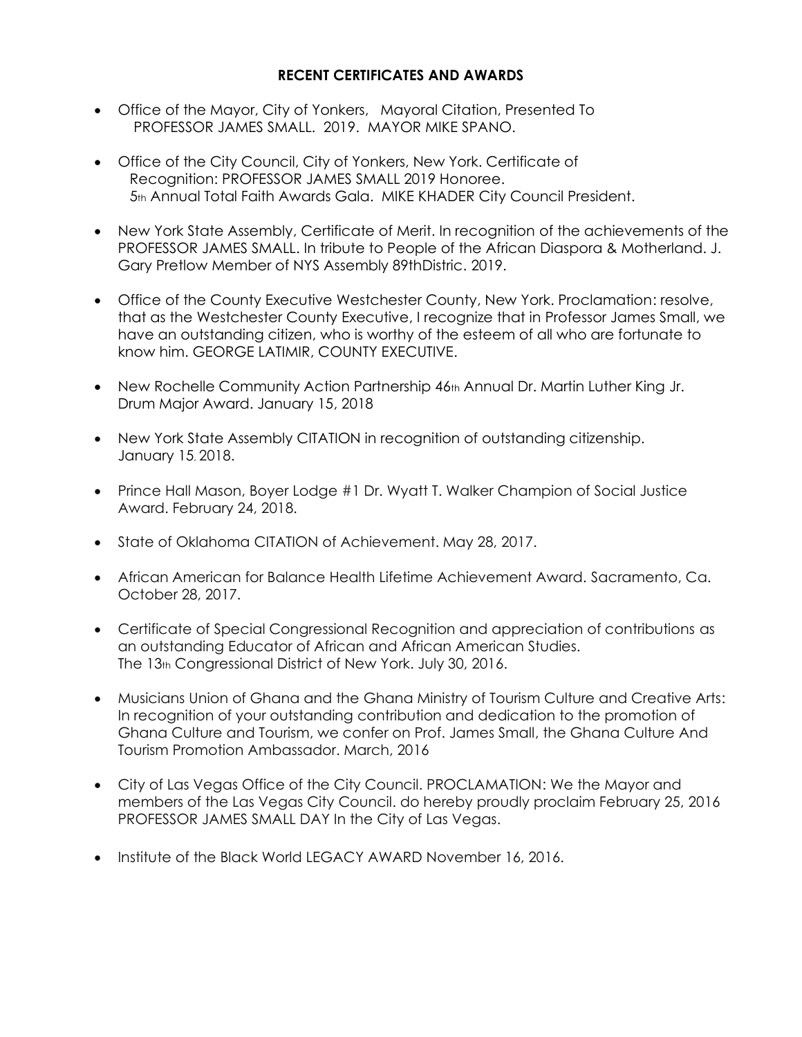**RECENT CERTIFICATES AND AWARDS**

- Office of the Mayor, City of Yonkers, Mayoral Citation, Presented To PROFESSOR JAMES SMALL. 2019. MAYOR MIKE SPANO.

- Office of the City Council, City of Yonkers, New York. Certificate of Recognition: PROFESSOR JAMES SMALL 2019 Honoree. 5th Annual Total Faith Awards Gala. MIKE KHADER City Council President.

- New York State Assembly, Certificate of Merit. In recognition of the achievements of the PROFESSOR JAMES SMALL. In tribute to People of the African Diaspora & Motherland. J. Gary Pretlow Member of NYS Assembly 89thDistric. 2019.

- Office of the County Executive Westchester County, New York. Proclamation: resolve, that as the Westchester County Executive, I recognize that in Professor James Small, we have an outstanding citizen, who is worthy of the esteem of all who are fortunate to know him. GEORGE LATIMIR, COUNTY EXECUTIVE.

- New Rochelle Community Action Partnership 46th Annual Dr. Martin Luther King Jr. Drum Major Award. January 15, 2018

- New York State Assembly CITATION in recognition of outstanding citizenship. January 15, 2018.

- Prince Hall Mason, Boyer Lodge #1 Dr. Wyatt T. Walker Champion of Social Justice Award. February 24, 2018.

- State of Oklahoma CITATION of Achievement. May 28, 2017.

- African American for Balance Health Lifetime Achievement Award. Sacramento, Ca. October 28, 2017.

- Certificate of Special Congressional Recognition and appreciation of contributions as an outstanding Educator of African and African American Studies. The 13th Congressional District of New York. July 30, 2016.

- Musicians Union of Ghana and the Ghana Ministry of Tourism Culture and Creative Arts: In recognition of your outstanding contribution and dedication to the promotion of Ghana Culture and Tourism, we confer on Prof. James Small, the Ghana Culture And Tourism Promotion Ambassador. March, 2016

- City of Las Vegas Office of the City Council. PROCLAMATION: We the Mayor and members of the Las Vegas City Council. do hereby proudly proclaim February 25, 2016 PROFESSOR JAMES SMALL DAY In the City of Las Vegas.

- Institute of the Black World LEGACY AWARD November 16, 2016.